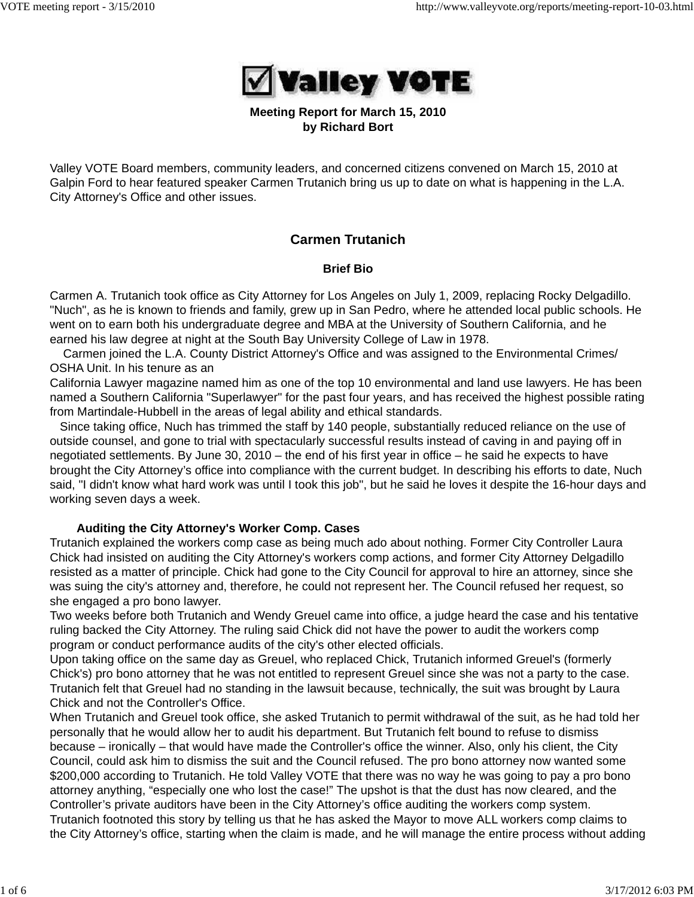# Valley VOTE

**Meeting Report for March 15, 2010**
**by Richard Bort**

Valley VOTE Board members, community leaders, and concerned citizens convened on March 15, 2010 at Galpin Ford to hear featured speaker Carmen Trutanich bring us up to date on what is happening in the L.A. City Attorney's Office and other issues.

## Carmen Trutanich

### Brief Bio

Carmen A. Trutanich took office as City Attorney for Los Angeles on July 1, 2009, replacing Rocky Delgadillo. "Nuch", as he is known to friends and family, grew up in San Pedro, where he attended local public schools. He went on to earn both his undergraduate degree and MBA at the University of Southern California, and he earned his law degree at night at the South Bay University College of Law in 1978.

Carmen joined the L.A. County District Attorney's Office and was assigned to the Environmental Crimes/ OSHA Unit. In his tenure as an
California Lawyer magazine named him as one of the top 10 environmental and land use lawyers. He has been named a Southern California "Superlawyer" for the past four years, and has received the highest possible rating from Martindale-Hubbell in the areas of legal ability and ethical standards.

Since taking office, Nuch has trimmed the staff by 140 people, substantially reduced reliance on the use of outside counsel, and gone to trial with spectacularly successful results instead of caving in and paying off in negotiated settlements. By June 30, 2010 – the end of his first year in office – he said he expects to have brought the City Attorney's office into compliance with the current budget. In describing his efforts to date, Nuch said, "I didn't know what hard work was until I took this job", but he said he loves it despite the 16-hour days and working seven days a week.

**Auditing the City Attorney's Worker Comp. Cases**

Trutanich explained the workers comp case as being much ado about nothing. Former City Controller Laura Chick had insisted on auditing the City Attorney's workers comp actions, and former City Attorney Delgadillo resisted as a matter of principle. Chick had gone to the City Council for approval to hire an attorney, since she was suing the city's attorney and, therefore, he could not represent her. The Council refused her request, so she engaged a pro bono lawyer.

Two weeks before both Trutanich and Wendy Greuel came into office, a judge heard the case and his tentative ruling backed the City Attorney. The ruling said Chick did not have the power to audit the workers comp program or conduct performance audits of the city's other elected officials.

Upon taking office on the same day as Greuel, who replaced Chick, Trutanich informed Greuel's (formerly Chick's) pro bono attorney that he was not entitled to represent Greuel since she was not a party to the case. Trutanich felt that Greuel had no standing in the lawsuit because, technically, the suit was brought by Laura Chick and not the Controller's Office.

When Trutanich and Greuel took office, she asked Trutanich to permit withdrawal of the suit, as he had told her personally that he would allow her to audit his department. But Trutanich felt bound to refuse to dismiss because – ironically – that would have made the Controller's office the winner. Also, only his client, the City Council, could ask him to dismiss the suit and the Council refused. The pro bono attorney now wanted some $200,000 according to Trutanich. He told Valley VOTE that there was no way he was going to pay a pro bono attorney anything, "especially one who lost the case!" The upshot is that the dust has now cleared, and the Controller's private auditors have been in the City Attorney's office auditing the workers comp system.

Trutanich footnoted this story by telling us that he has asked the Mayor to move ALL workers comp claims to the City Attorney's office, starting when the claim is made, and he will manage the entire process without adding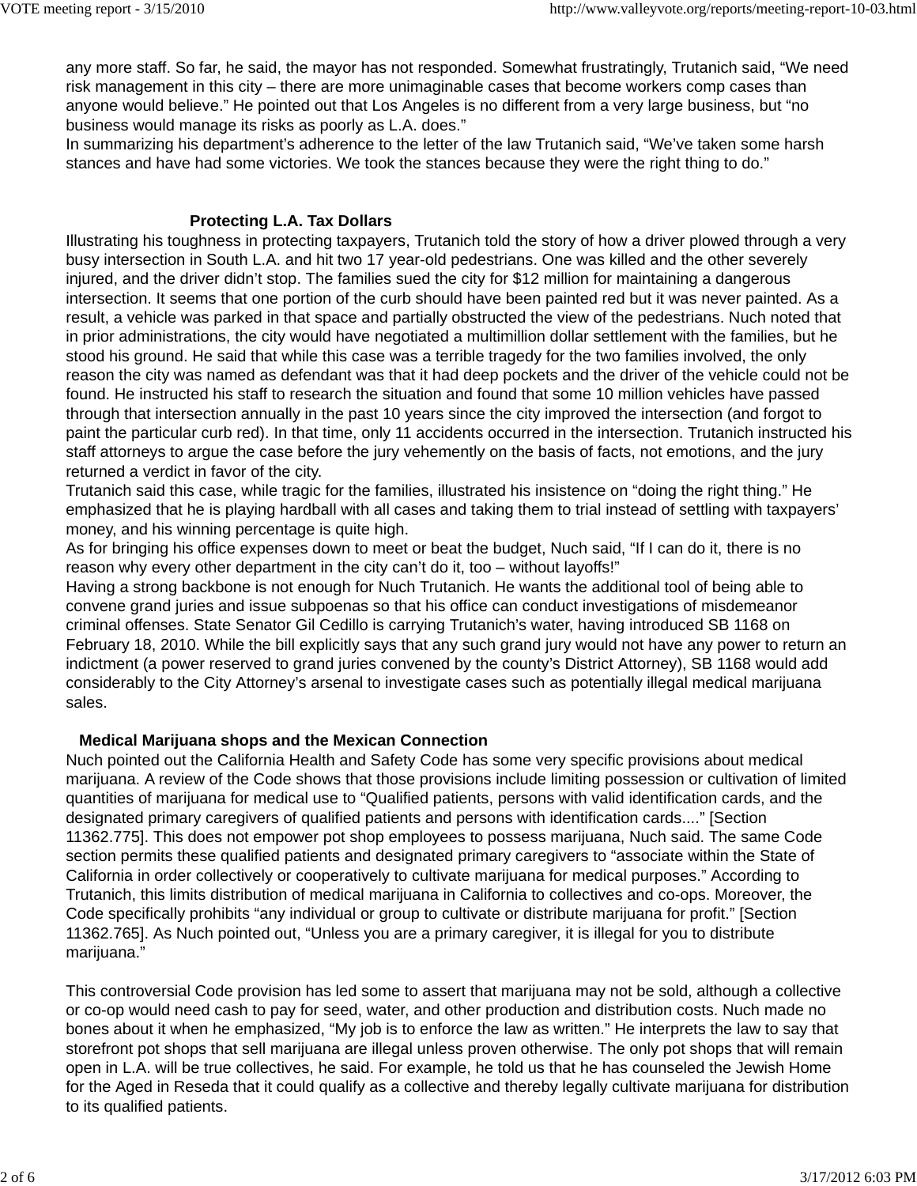any more staff. So far, he said, the mayor has not responded. Somewhat frustratingly, Trutanich said, “We need risk management in this city – there are more unimaginable cases that become workers comp cases than anyone would believe.” He pointed out that Los Angeles is no different from a very large business, but “no business would manage its risks as poorly as L.A. does.”
In summarizing his department’s adherence to the letter of the law Trutanich said, “We’ve taken some harsh stances and have had some victories. We took the stances because they were the right thing to do.”

## Protecting L.A. Tax Dollars

Illustrating his toughness in protecting taxpayers, Trutanich told the story of how a driver plowed through a very busy intersection in South L.A. and hit two 17 year-old pedestrians. One was killed and the other severely injured, and the driver didn’t stop. The families sued the city for $12 million for maintaining a dangerous intersection. It seems that one portion of the curb should have been painted red but it was never painted. As a result, a vehicle was parked in that space and partially obstructed the view of the pedestrians. Nuch noted that in prior administrations, the city would have negotiated a multimillion dollar settlement with the families, but he stood his ground. He said that while this case was a terrible tragedy for the two families involved, the only reason the city was named as defendant was that it had deep pockets and the driver of the vehicle could not be found. He instructed his staff to research the situation and found that some 10 million vehicles have passed through that intersection annually in the past 10 years since the city improved the intersection (and forgot to paint the particular curb red). In that time, only 11 accidents occurred in the intersection. Trutanich instructed his staff attorneys to argue the case before the jury vehemently on the basis of facts, not emotions, and the jury returned a verdict in favor of the city.
Trutanich said this case, while tragic for the families, illustrated his insistence on “doing the right thing.” He emphasized that he is playing hardball with all cases and taking them to trial instead of settling with taxpayers’ money, and his winning percentage is quite high.
As for bringing his office expenses down to meet or beat the budget, Nuch said, “If I can do it, there is no reason why every other department in the city can’t do it, too – without layoffs!”
Having a strong backbone is not enough for Nuch Trutanich. He wants the additional tool of being able to convene grand juries and issue subpoenas so that his office can conduct investigations of misdemeanor criminal offenses. State Senator Gil Cedillo is carrying Trutanich’s water, having introduced SB 1168 on February 18, 2010. While the bill explicitly says that any such grand jury would not have any power to return an indictment (a power reserved to grand juries convened by the county’s District Attorney), SB 1168 would add considerably to the City Attorney’s arsenal to investigate cases such as potentially illegal medical marijuana sales.

## Medical Marijuana shops and the Mexican Connection

Nuch pointed out the California Health and Safety Code has some very specific provisions about medical marijuana. A review of the Code shows that those provisions include limiting possession or cultivation of limited quantities of marijuana for medical use to “Qualified patients, persons with valid identification cards, and the designated primary caregivers of qualified patients and persons with identification cards....” [Section 11362.775]. This does not empower pot shop employees to possess marijuana, Nuch said. The same Code section permits these qualified patients and designated primary caregivers to “associate within the State of California in order collectively or cooperatively to cultivate marijuana for medical purposes.” According to Trutanich, this limits distribution of medical marijuana in California to collectives and co-ops. Moreover, the Code specifically prohibits “any individual or group to cultivate or distribute marijuana for profit.” [Section 11362.765]. As Nuch pointed out, “Unless you are a primary caregiver, it is illegal for you to distribute marijuana.”

This controversial Code provision has led some to assert that marijuana may not be sold, although a collective or co-op would need cash to pay for seed, water, and other production and distribution costs. Nuch made no bones about it when he emphasized, “My job is to enforce the law as written.” He interprets the law to say that storefront pot shops that sell marijuana are illegal unless proven otherwise. The only pot shops that will remain open in L.A. will be true collectives, he said. For example, he told us that he has counseled the Jewish Home for the Aged in Reseda that it could qualify as a collective and thereby legally cultivate marijuana for distribution to its qualified patients.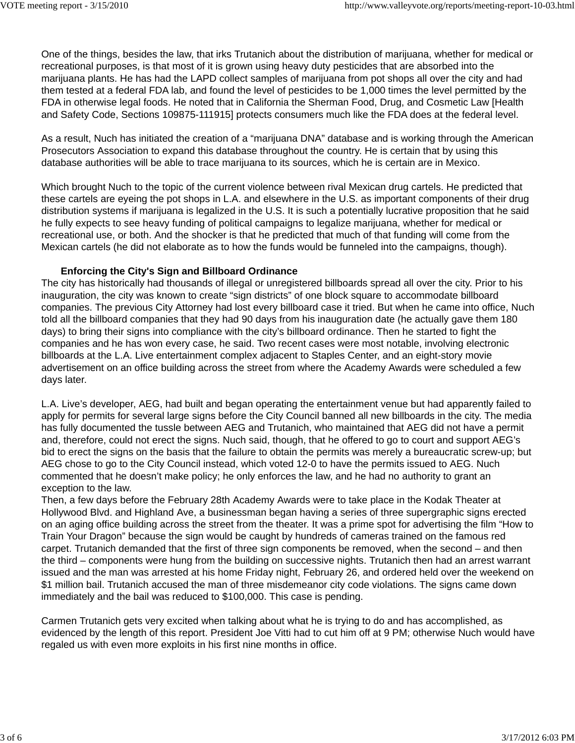One of the things, besides the law, that irks Trutanich about the distribution of marijuana, whether for medical or recreational purposes, is that most of it is grown using heavy duty pesticides that are absorbed into the marijuana plants. He has had the LAPD collect samples of marijuana from pot shops all over the city and had them tested at a federal FDA lab, and found the level of pesticides to be 1,000 times the level permitted by the FDA in otherwise legal foods. He noted that in California the Sherman Food, Drug, and Cosmetic Law [Health and Safety Code, Sections 109875-111915] protects consumers much like the FDA does at the federal level.

As a result, Nuch has initiated the creation of a “marijuana DNA” database and is working through the American Prosecutors Association to expand this database throughout the country. He is certain that by using this database authorities will be able to trace marijuana to its sources, which he is certain are in Mexico.

Which brought Nuch to the topic of the current violence between rival Mexican drug cartels. He predicted that these cartels are eyeing the pot shops in L.A. and elsewhere in the U.S. as important components of their drug distribution systems if marijuana is legalized in the U.S. It is such a potentially lucrative proposition that he said he fully expects to see heavy funding of political campaigns to legalize marijuana, whether for medical or recreational use, or both. And the shocker is that he predicted that much of that funding will come from the Mexican cartels (he did not elaborate as to how the funds would be funneled into the campaigns, though).

**Enforcing the City's Sign and Billboard Ordinance**

The city has historically had thousands of illegal or unregistered billboards spread all over the city. Prior to his inauguration, the city was known to create “sign districts” of one block square to accommodate billboard companies. The previous City Attorney had lost every billboard case it tried. But when he came into office, Nuch told all the billboard companies that they had 90 days from his inauguration date (he actually gave them 180 days) to bring their signs into compliance with the city’s billboard ordinance. Then he started to fight the companies and he has won every case, he said. Two recent cases were most notable, involving electronic billboards at the L.A. Live entertainment complex adjacent to Staples Center, and an eight-story movie advertisement on an office building across the street from where the Academy Awards were scheduled a few days later.

L.A. Live’s developer, AEG, had built and began operating the entertainment venue but had apparently failed to apply for permits for several large signs before the City Council banned all new billboards in the city. The media has fully documented the tussle between AEG and Trutanich, who maintained that AEG did not have a permit and, therefore, could not erect the signs. Nuch said, though, that he offered to go to court and support AEG’s bid to erect the signs on the basis that the failure to obtain the permits was merely a bureaucratic screw-up; but AEG chose to go to the City Council instead, which voted 12-0 to have the permits issued to AEG. Nuch commented that he doesn’t make policy; he only enforces the law, and he had no authority to grant an exception to the law.

Then, a few days before the February 28th Academy Awards were to take place in the Kodak Theater at Hollywood Blvd. and Highland Ave, a businessman began having a series of three supergraphic signs erected on an aging office building across the street from the theater. It was a prime spot for advertising the film “How to Train Your Dragon” because the sign would be caught by hundreds of cameras trained on the famous red carpet. Trutanich demanded that the first of three sign components be removed, when the second – and then the third – components were hung from the building on successive nights. Trutanich then had an arrest warrant issued and the man was arrested at his home Friday night, February 26, and ordered held over the weekend on $1 million bail. Trutanich accused the man of three misdemeanor city code violations. The signs came down immediately and the bail was reduced to $100,000. This case is pending.

Carmen Trutanich gets very excited when talking about what he is trying to do and has accomplished, as evidenced by the length of this report. President Joe Vitti had to cut him off at 9 PM; otherwise Nuch would have regaled us with even more exploits in his first nine months in office.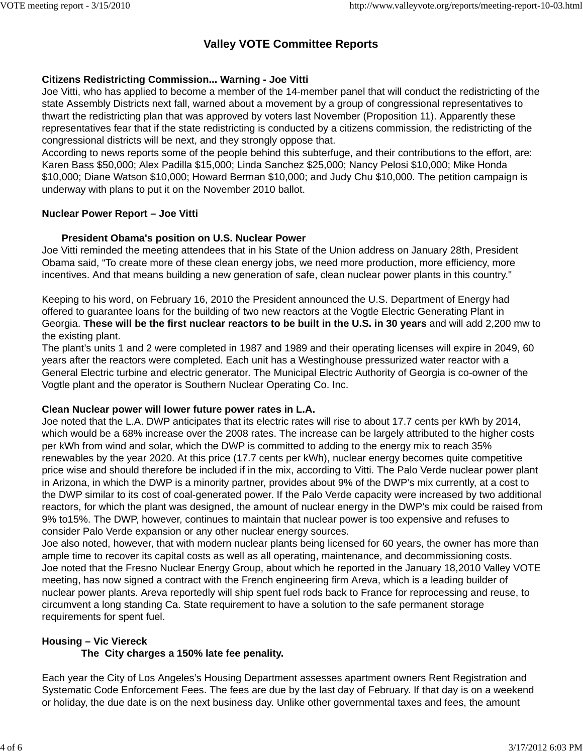## Valley VOTE Committee Reports

**Citizens Redistricting Commission... Warning - Joe Vitti**

Joe Vitti, who has applied to become a member of the 14-member panel that will conduct the redistricting of the state Assembly Districts next fall, warned about a movement by a group of congressional representatives to thwart the redistricting plan that was approved by voters last November (Proposition 11). Apparently these representatives fear that if the state redistricting is conducted by a citizens commission, the redistricting of the congressional districts will be next, and they strongly oppose that.

According to news reports some of the people behind this subterfuge, and their contributions to the effort, are: Karen Bass $50,000; Alex Padilla $15,000; Linda Sanchez $25,000; Nancy Pelosi $10,000; Mike Honda $10,000; Diane Watson $10,000; Howard Berman $10,000; and Judy Chu $10,000. The petition campaign is underway with plans to put it on the November 2010 ballot.

**Nuclear Power Report – Joe Vitti**

**President Obama's position on U.S. Nuclear Power**

Joe Vitti reminded the meeting attendees that in his State of the Union address on January 28th, President Obama said, “To create more of these clean energy jobs, we need more production, more efficiency, more incentives. And that means building a new generation of safe, clean nuclear power plants in this country."

Keeping to his word, on February 16, 2010 the President announced the U.S. Department of Energy had offered to guarantee loans for the building of two new reactors at the Vogtle Electric Generating Plant in Georgia. **These will be the first nuclear reactors to be built in the U.S. in 30 years** and will add 2,200 mw to the existing plant.

The plant’s units 1 and 2 were completed in 1987 and 1989 and their operating licenses will expire in 2049, 60 years after the reactors were completed. Each unit has a Westinghouse pressurized water reactor with a General Electric turbine and electric generator. The Municipal Electric Authority of Georgia is co-owner of the Vogtle plant and the operator is Southern Nuclear Operating Co. Inc.

**Clean Nuclear power will lower future power rates in L.A.**

Joe noted that the L.A. DWP anticipates that its electric rates will rise to about 17.7 cents per kWh by 2014, which would be a 68% increase over the 2008 rates. The increase can be largely attributed to the higher costs per kWh from wind and solar, which the DWP is committed to adding to the energy mix to reach 35% renewables by the year 2020. At this price (17.7 cents per kWh), nuclear energy becomes quite competitive price wise and should therefore be included if in the mix, according to Vitti. The Palo Verde nuclear power plant in Arizona, in which the DWP is a minority partner, provides about 9% of the DWP’s mix currently, at a cost to the DWP similar to its cost of coal-generated power. If the Palo Verde capacity were increased by two additional reactors, for which the plant was designed, the amount of nuclear energy in the DWP’s mix could be raised from 9% to15%. The DWP, however, continues to maintain that nuclear power is too expensive and refuses to consider Palo Verde expansion or any other nuclear energy sources.

Joe also noted, however, that with modern nuclear plants being licensed for 60 years, the owner has more than ample time to recover its capital costs as well as all operating, maintenance, and decommissioning costs.

Joe noted that the Fresno Nuclear Energy Group, about which he reported in the January 18,2010 Valley VOTE meeting, has now signed a contract with the French engineering firm Areva, which is a leading builder of nuclear power plants. Areva reportedly will ship spent fuel rods back to France for reprocessing and reuse, to circumvent a long standing Ca. State requirement to have a solution to the safe permanent storage requirements for spent fuel.

**Housing – Vic Viereck**

**The City charges a 150% late fee penality.**

Each year the City of Los Angeles’s Housing Department assesses apartment owners Rent Registration and Systematic Code Enforcement Fees. The fees are due by the last day of February. If that day is on a weekend or holiday, the due date is on the next business day. Unlike other governmental taxes and fees, the amount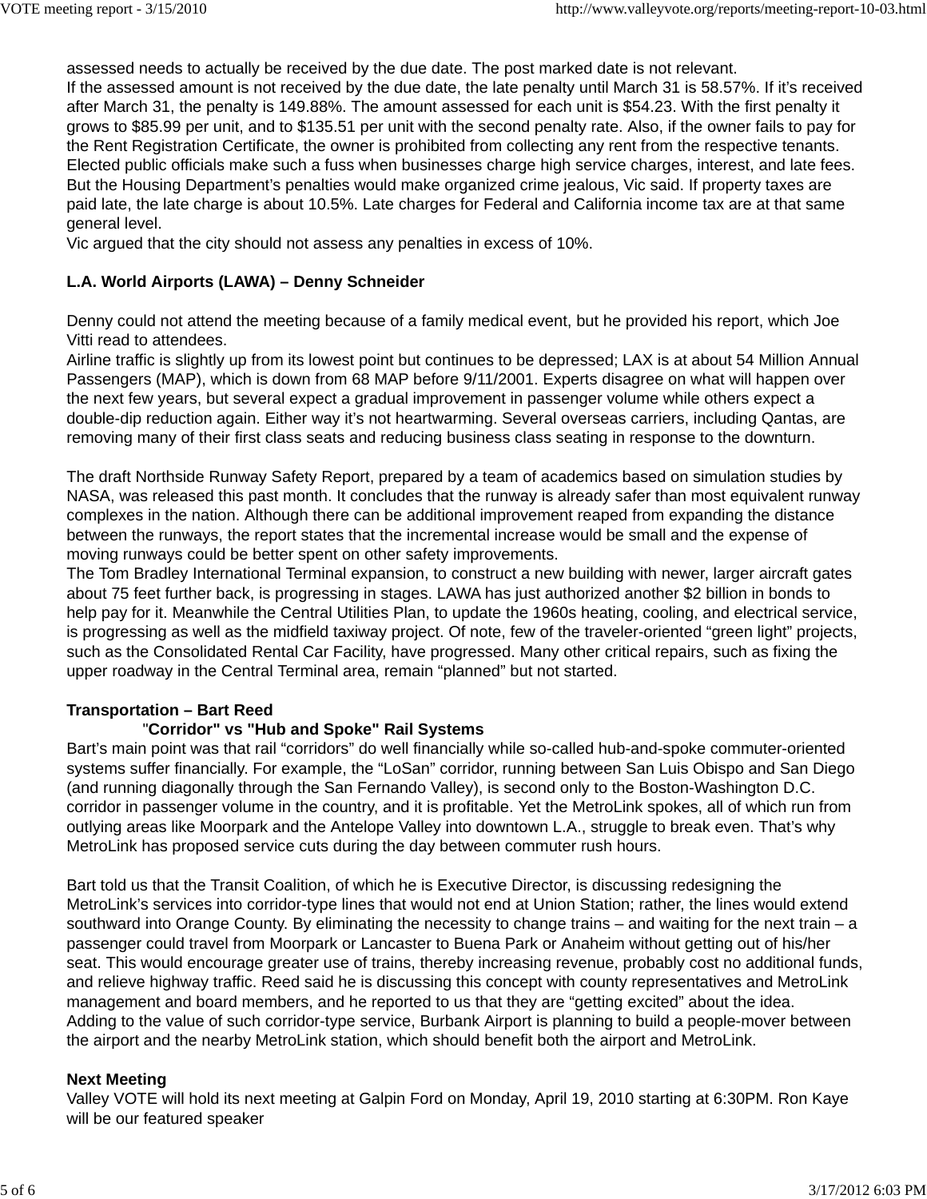assessed needs to actually be received by the due date. The post marked date is not relevant.
If the assessed amount is not received by the due date, the late penalty until March 31 is 58.57%. If it's received after March 31, the penalty is 149.88%. The amount assessed for each unit is $54.23. With the first penalty it grows to $85.99 per unit, and to $135.51 per unit with the second penalty rate. Also, if the owner fails to pay for the Rent Registration Certificate, the owner is prohibited from collecting any rent from the respective tenants.
Elected public officials make such a fuss when businesses charge high service charges, interest, and late fees. But the Housing Department's penalties would make organized crime jealous, Vic said. If property taxes are paid late, the late charge is about 10.5%. Late charges for Federal and California income tax are at that same general level.
Vic argued that the city should not assess any penalties in excess of 10%.

**L.A. World Airports (LAWA) – Denny Schneider**

Denny could not attend the meeting because of a family medical event, but he provided his report, which Joe Vitti read to attendees.
Airline traffic is slightly up from its lowest point but continues to be depressed; LAX is at about 54 Million Annual Passengers (MAP), which is down from 68 MAP before 9/11/2001. Experts disagree on what will happen over the next few years, but several expect a gradual improvement in passenger volume while others expect a double-dip reduction again. Either way it's not heartwarming. Several overseas carriers, including Qantas, are removing many of their first class seats and reducing business class seating in response to the downturn.

The draft Northside Runway Safety Report, prepared by a team of academics based on simulation studies by NASA, was released this past month. It concludes that the runway is already safer than most equivalent runway complexes in the nation. Although there can be additional improvement reaped from expanding the distance between the runways, the report states that the incremental increase would be small and the expense of moving runways could be better spent on other safety improvements.
The Tom Bradley International Terminal expansion, to construct a new building with newer, larger aircraft gates about 75 feet further back, is progressing in stages. LAWA has just authorized another $2 billion in bonds to help pay for it. Meanwhile the Central Utilities Plan, to update the 1960s heating, cooling, and electrical service, is progressing as well as the midfield taxiway project. Of note, few of the traveler-oriented "green light" projects, such as the Consolidated Rental Car Facility, have progressed. Many other critical repairs, such as fixing the upper roadway in the Central Terminal area, remain "planned" but not started.

**Transportation – Bart Reed**

"**Corridor" vs "Hub and Spoke" Rail Systems**

Bart's main point was that rail "corridors" do well financially while so-called hub-and-spoke commuter-oriented systems suffer financially. For example, the "LoSan" corridor, running between San Luis Obispo and San Diego (and running diagonally through the San Fernando Valley), is second only to the Boston-Washington D.C. corridor in passenger volume in the country, and it is profitable. Yet the MetroLink spokes, all of which run from outlying areas like Moorpark and the Antelope Valley into downtown L.A., struggle to break even. That's why MetroLink has proposed service cuts during the day between commuter rush hours.

Bart told us that the Transit Coalition, of which he is Executive Director, is discussing redesigning the MetroLink's services into corridor-type lines that would not end at Union Station; rather, the lines would extend southward into Orange County. By eliminating the necessity to change trains – and waiting for the next train – a passenger could travel from Moorpark or Lancaster to Buena Park or Anaheim without getting out of his/her seat. This would encourage greater use of trains, thereby increasing revenue, probably cost no additional funds, and relieve highway traffic. Reed said he is discussing this concept with county representatives and MetroLink management and board members, and he reported to us that they are "getting excited" about the idea.
Adding to the value of such corridor-type service, Burbank Airport is planning to build a people-mover between the airport and the nearby MetroLink station, which should benefit both the airport and MetroLink.

**Next Meeting**

Valley VOTE will hold its next meeting at Galpin Ford on Monday, April 19, 2010 starting at 6:30PM. Ron Kaye will be our featured speaker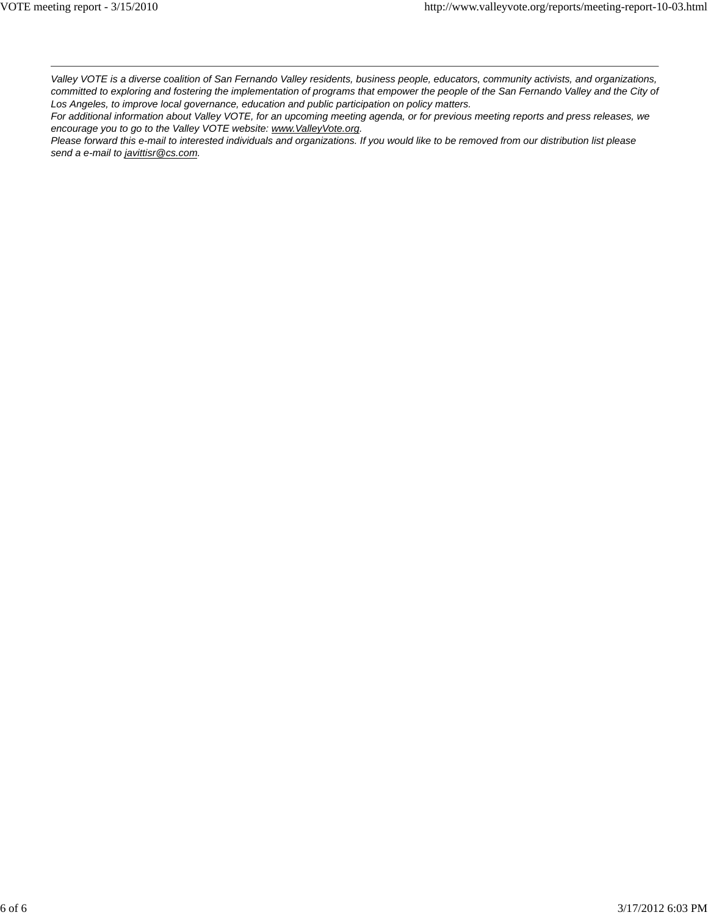---

*Valley VOTE is a diverse coalition of San Fernando Valley residents, business people, educators, community activists, and organizations, committed to exploring and fostering the implementation of programs that empower the people of the San Fernando Valley and the City of Los Angeles, to improve local governance, education and public participation on policy matters.*

*For additional information about Valley VOTE, for an upcoming meeting agenda, or for previous meeting reports and press releases, we encourage you to go to the Valley VOTE website: www.ValleyVote.org.*

*Please forward this e-mail to interested individuals and organizations. If you would like to be removed from our distribution list please send a e-mail to javittisr@cs.com.*